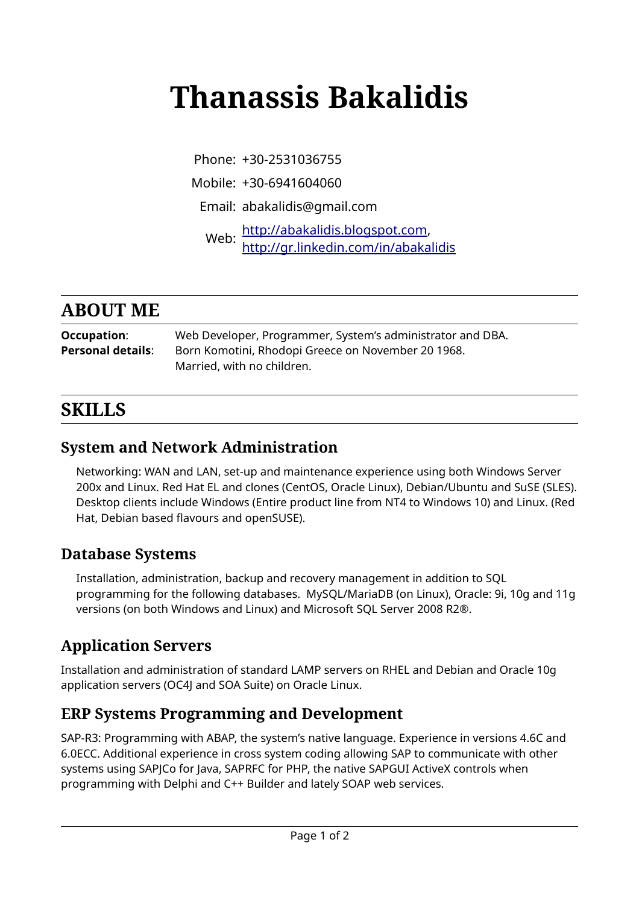# Thanassis Bakalidis

| | |
|---|---|
| Phone: | +30-2531036755 |
| Mobile: | +30-6941604060 |
| Email: | abakalidis@gmail.com |
| Web: | [http://abakalidis.blogspot.com](http://abakalidis.blogspot.com), [http://gr.linkedin.com/in/abakalidis](http://gr.linkedin.com/in/abakalidis) |

## ABOUT ME

**Occupation**: Web Developer, Programmer, System's administrator and DBA.
**Personal details**: Born Komotini, Rhodopi Greece on November 20 1968.
Married, with no children.

## SKILLS

### System and Network Administration

Networking: WAN and LAN, set-up and maintenance experience using both Windows Server 200x and Linux. Red Hat EL and clones (CentOS, Oracle Linux), Debian/Ubuntu and SuSE (SLES). Desktop clients include Windows (Entire product line from NT4 to Windows 10) and Linux. (Red Hat, Debian based flavours and openSUSE).

### Database Systems

Installation, administration, backup and recovery management in addition to SQL programming for the following databases. MySQL/MariaDB (on Linux), Oracle: 9i, 10g and 11g versions (on both Windows and Linux) and Microsoft SQL Server 2008 R2®.

### Application Servers

Installation and administration of standard LAMP servers on RHEL and Debian and Oracle 10g application servers (OC4J and SOA Suite) on Oracle Linux.

### ERP Systems Programming and Development

SAP-R3: Programming with ABAP, the system's native language. Experience in versions 4.6C and 6.0ECC. Additional experience in cross system coding allowing SAP to communicate with other systems using SAPJCo for Java, SAPRFC for PHP, the native SAPGUI ActiveX controls when programming with Delphi and C++ Builder and lately SOAP web services.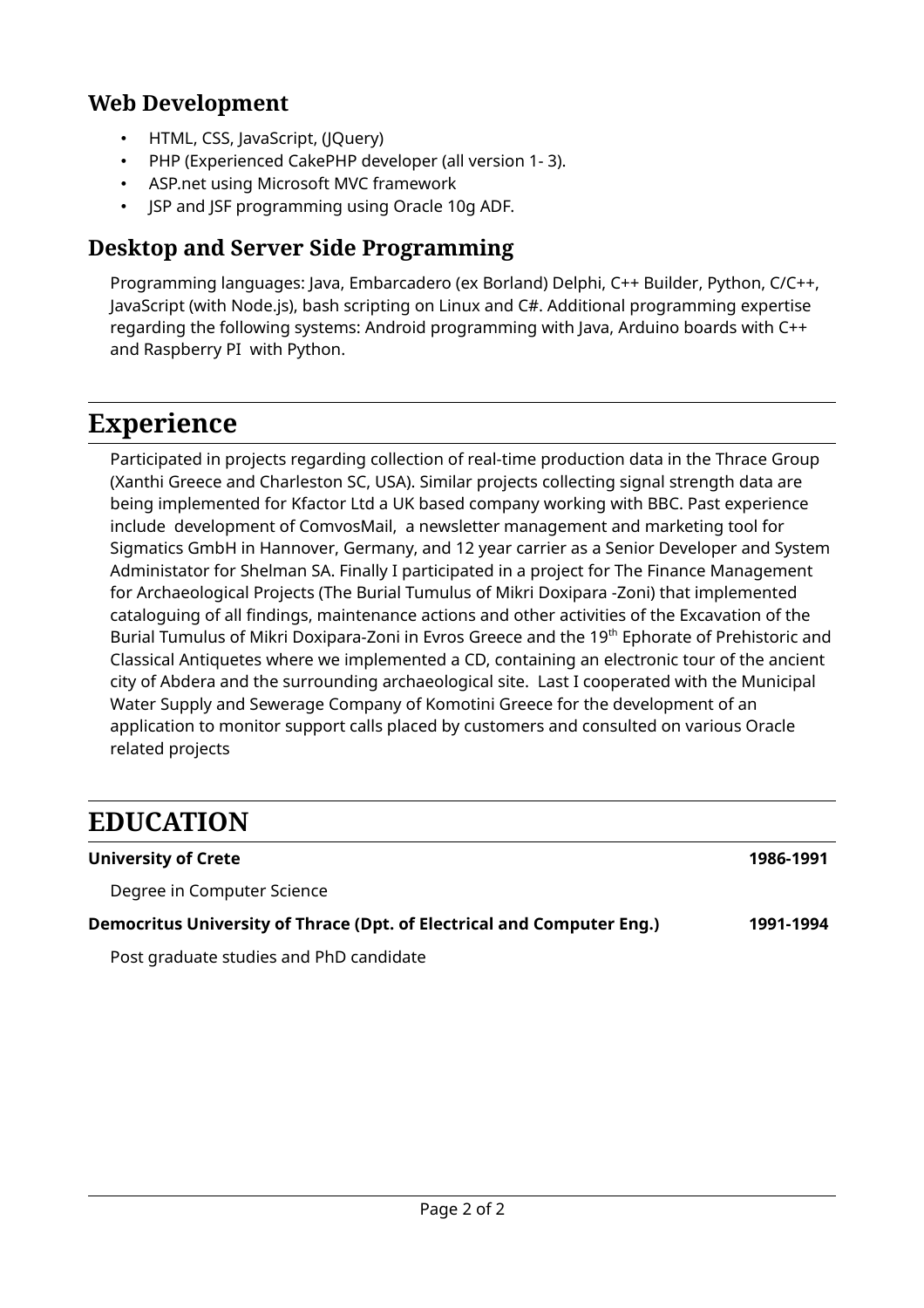### Web Development

- HTML, CSS, JavaScript, (JQuery)
- PHP (Experienced CakePHP developer (all version 1- 3).
- ASP.net using Microsoft MVC framework
- JSP and JSF programming using Oracle 10g ADF.

### Desktop and Server Side Programming

Programming languages: Java, Embarcadero (ex Borland) Delphi, C++ Builder, Python, C/C++, JavaScript (with Node.js), bash scripting on Linux and C#. Additional programming expertise regarding the following systems: Android programming with Java, Arduino boards with C++ and Raspberry PI with Python.

## Experience

Participated in projects regarding collection of real-time production data in the Thrace Group (Xanthi Greece and Charleston SC, USA). Similar projects collecting signal strength data are being implemented for Kfactor Ltd a UK based company working with BBC. Past experience include development of ComvosMail, a newsletter management and marketing tool for Sigmatics GmbH in Hannover, Germany, and 12 year carrier as a Senior Developer and System Administator for Shelman SA. Finally I participated in a project for The Finance Management for Archaeological Projects (The Burial Tumulus of Mikri Doxipara -Zoni) that implemented cataloguing of all findings, maintenance actions and other activities of the Excavation of the Burial Tumulus of Mikri Doxipara-Zoni in Evros Greece and the 19th Ephorate of Prehistoric and Classical Antiquetes where we implemented a CD, containing an electronic tour of the ancient city of Abdera and the surrounding archaeological site. Last I cooperated with the Municipal Water Supply and Sewerage Company of Komotini Greece for the development of an application to monitor support calls placed by customers and consulted on various Oracle related projects

## EDUCATION

**University of Crete** **1986-1991**

Degree in Computer Science

**Democritus University of Thrace (Dpt. of Electrical and Computer Eng.)** **1991-1994**

Post graduate studies and PhD candidate